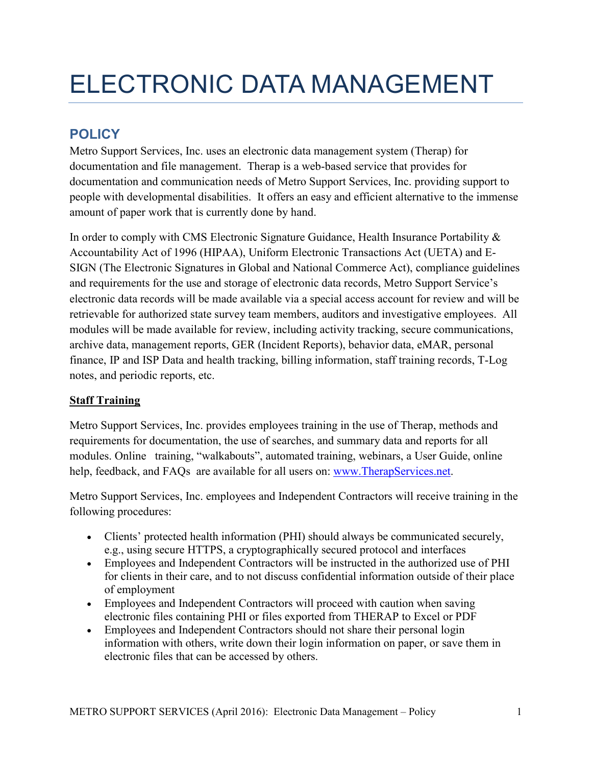# ELECTRONIC DATA MANAGEMENT

## POLICY

Metro Support Services, Inc. uses an electronic data management system (Therap) for documentation and file management. Therap is a web-based service that provides for documentation and communication needs of Metro Support Services, Inc. providing support to people with developmental disabilities. It offers an easy and efficient alternative to the immense amount of paper work that is currently done by hand.

In order to comply with CMS Electronic Signature Guidance, Health Insurance Portability & Accountability Act of 1996 (HIPAA), Uniform Electronic Transactions Act (UETA) and E-SIGN (The Electronic Signatures in Global and National Commerce Act), compliance guidelines and requirements for the use and storage of electronic data records, Metro Support Service's electronic data records will be made available via a special access account for review and will be retrievable for authorized state survey team members, auditors and investigative employees. All modules will be made available for review, including activity tracking, secure communications, archive data, management reports, GER (Incident Reports), behavior data, eMAR, personal finance, IP and ISP Data and health tracking, billing information, staff training records, T-Log notes, and periodic reports, etc.

**Staff Training**

Metro Support Services, Inc. provides employees training in the use of Therap, methods and requirements for documentation, the use of searches, and summary data and reports for all modules. Online training, "walkabouts", automated training, webinars, a User Guide, online help, feedback, and FAQs are available for all users on: [www.TherapServices.net](http://www.TherapServices.net).

Metro Support Services, Inc. employees and Independent Contractors will receive training in the following procedures:

- Clients' protected health information (PHI) should always be communicated securely, e.g., using secure HTTPS, a cryptographically secured protocol and interfaces
- Employees and Independent Contractors will be instructed in the authorized use of PHI for clients in their care, and to not discuss confidential information outside of their place of employment
- Employees and Independent Contractors will proceed with caution when saving electronic files containing PHI or files exported from THERAP to Excel or PDF
- Employees and Independent Contractors should not share their personal login information with others, write down their login information on paper, or save them in electronic files that can be accessed by others.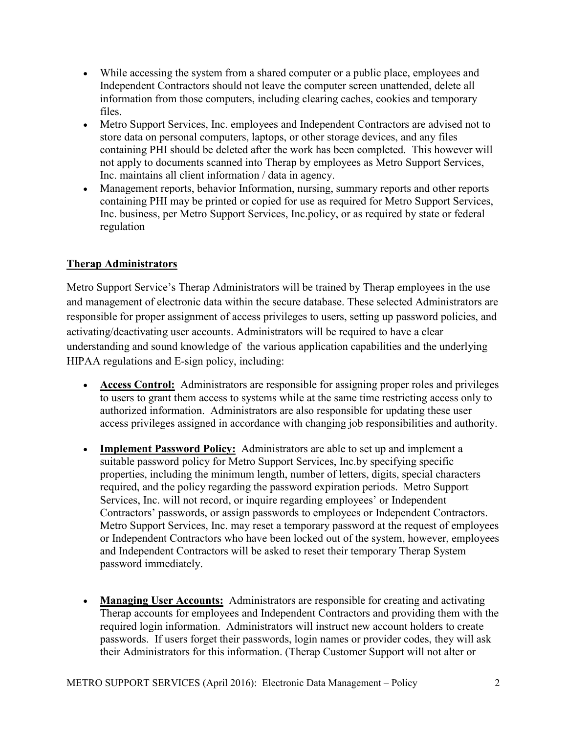- While accessing the system from a shared computer or a public place, employees and Independent Contractors should not leave the computer screen unattended, delete all information from those computers, including clearing caches, cookies and temporary files.
- Metro Support Services, Inc. employees and Independent Contractors are advised not to store data on personal computers, laptops, or other storage devices, and any files containing PHI should be deleted after the work has been completed. This however will not apply to documents scanned into Therap by employees as Metro Support Services, Inc. maintains all client information / data in agency.
- Management reports, behavior Information, nursing, summary reports and other reports containing PHI may be printed or copied for use as required for Metro Support Services, Inc. business, per Metro Support Services, Inc.policy, or as required by state or federal regulation

## Therap Administrators

Metro Support Service's Therap Administrators will be trained by Therap employees in the use and management of electronic data within the secure database. These selected Administrators are responsible for proper assignment of access privileges to users, setting up password policies, and activating/deactivating user accounts. Administrators will be required to have a clear understanding and sound knowledge of the various application capabilities and the underlying HIPAA regulations and E-sign policy, including:

- **Access Control:** Administrators are responsible for assigning proper roles and privileges to users to grant them access to systems while at the same time restricting access only to authorized information. Administrators are also responsible for updating these user access privileges assigned in accordance with changing job responsibilities and authority.
- **Implement Password Policy:** Administrators are able to set up and implement a suitable password policy for Metro Support Services, Inc.by specifying specific properties, including the minimum length, number of letters, digits, special characters required, and the policy regarding the password expiration periods. Metro Support Services, Inc. will not record, or inquire regarding employees' or Independent Contractors' passwords, or assign passwords to employees or Independent Contractors. Metro Support Services, Inc. may reset a temporary password at the request of employees or Independent Contractors who have been locked out of the system, however, employees and Independent Contractors will be asked to reset their temporary Therap System password immediately.
- **Managing User Accounts:** Administrators are responsible for creating and activating Therap accounts for employees and Independent Contractors and providing them with the required login information. Administrators will instruct new account holders to create passwords. If users forget their passwords, login names or provider codes, they will ask their Administrators for this information. (Therap Customer Support will not alter or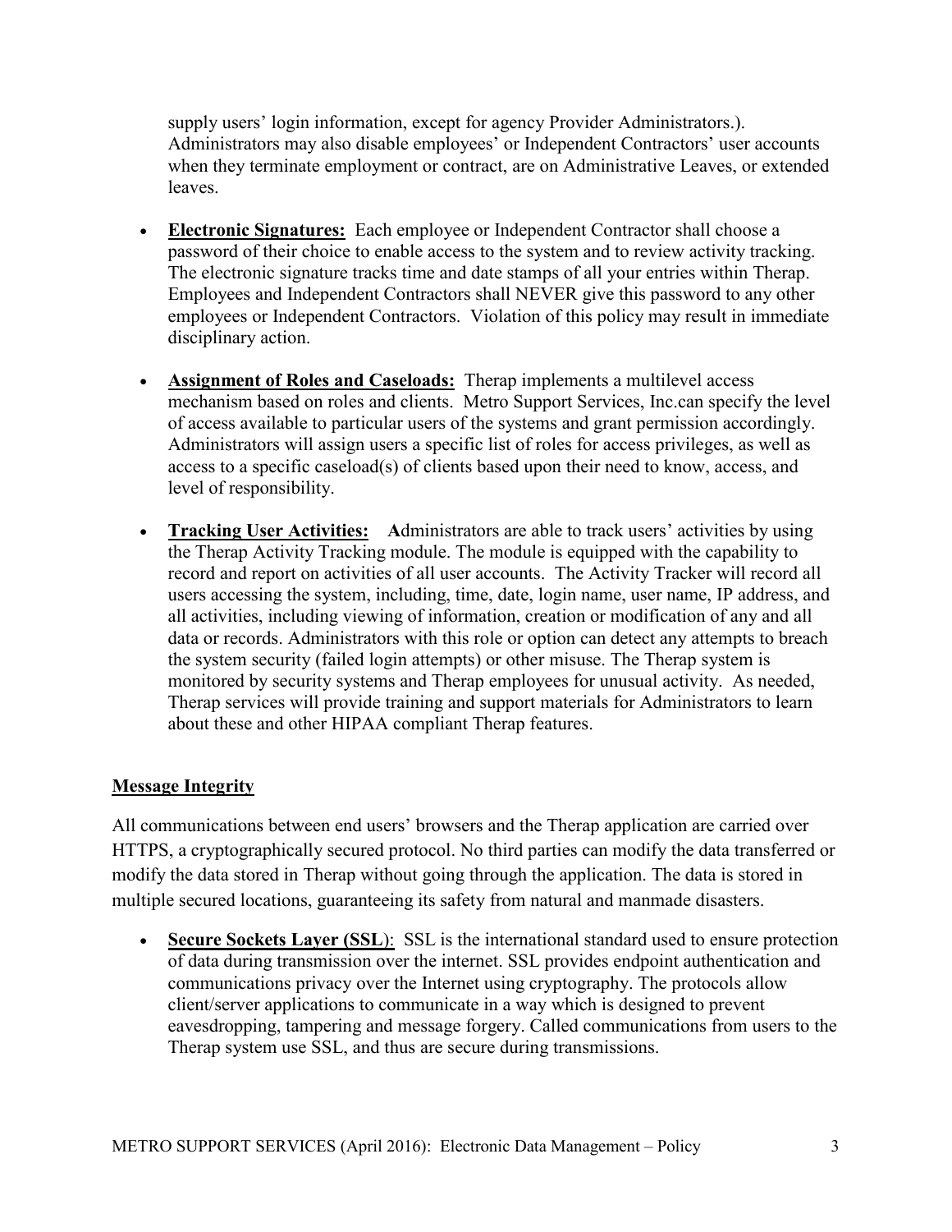supply users' login information, except for agency Provider Administrators.). Administrators may also disable employees' or Independent Contractors' user accounts when they terminate employment or contract, are on Administrative Leaves, or extended leaves.

- **Electronic Signatures:** Each employee or Independent Contractor shall choose a password of their choice to enable access to the system and to review activity tracking. The electronic signature tracks time and date stamps of all your entries within Therap. Employees and Independent Contractors shall NEVER give this password to any other employees or Independent Contractors. Violation of this policy may result in immediate disciplinary action.

- **Assignment of Roles and Caseloads:** Therap implements a multilevel access mechanism based on roles and clients. Metro Support Services, Inc.can specify the level of access available to particular users of the systems and grant permission accordingly. Administrators will assign users a specific list of roles for access privileges, as well as access to a specific caseload(s) of clients based upon their need to know, access, and level of responsibility.

- **Tracking User Activities:** **A**dministrators are able to track users' activities by using the Therap Activity Tracking module. The module is equipped with the capability to record and report on activities of all user accounts. The Activity Tracker will record all users accessing the system, including, time, date, login name, user name, IP address, and all activities, including viewing of information, creation or modification of any and all data or records. Administrators with this role or option can detect any attempts to breach the system security (failed login attempts) or other misuse. The Therap system is monitored by security systems and Therap employees for unusual activity. As needed, Therap services will provide training and support materials for Administrators to learn about these and other HIPAA compliant Therap features.

## Message Integrity

All communications between end users' browsers and the Therap application are carried over HTTPS, a cryptographically secured protocol. No third parties can modify the data transferred or modify the data stored in Therap without going through the application. The data is stored in multiple secured locations, guaranteeing its safety from natural and manmade disasters.

- **Secure Sockets Layer (SSL)**: SSL is the international standard used to ensure protection of data during transmission over the internet. SSL provides endpoint authentication and communications privacy over the Internet using cryptography. The protocols allow client/server applications to communicate in a way which is designed to prevent eavesdropping, tampering and message forgery. Called communications from users to the Therap system use SSL, and thus are secure during transmissions.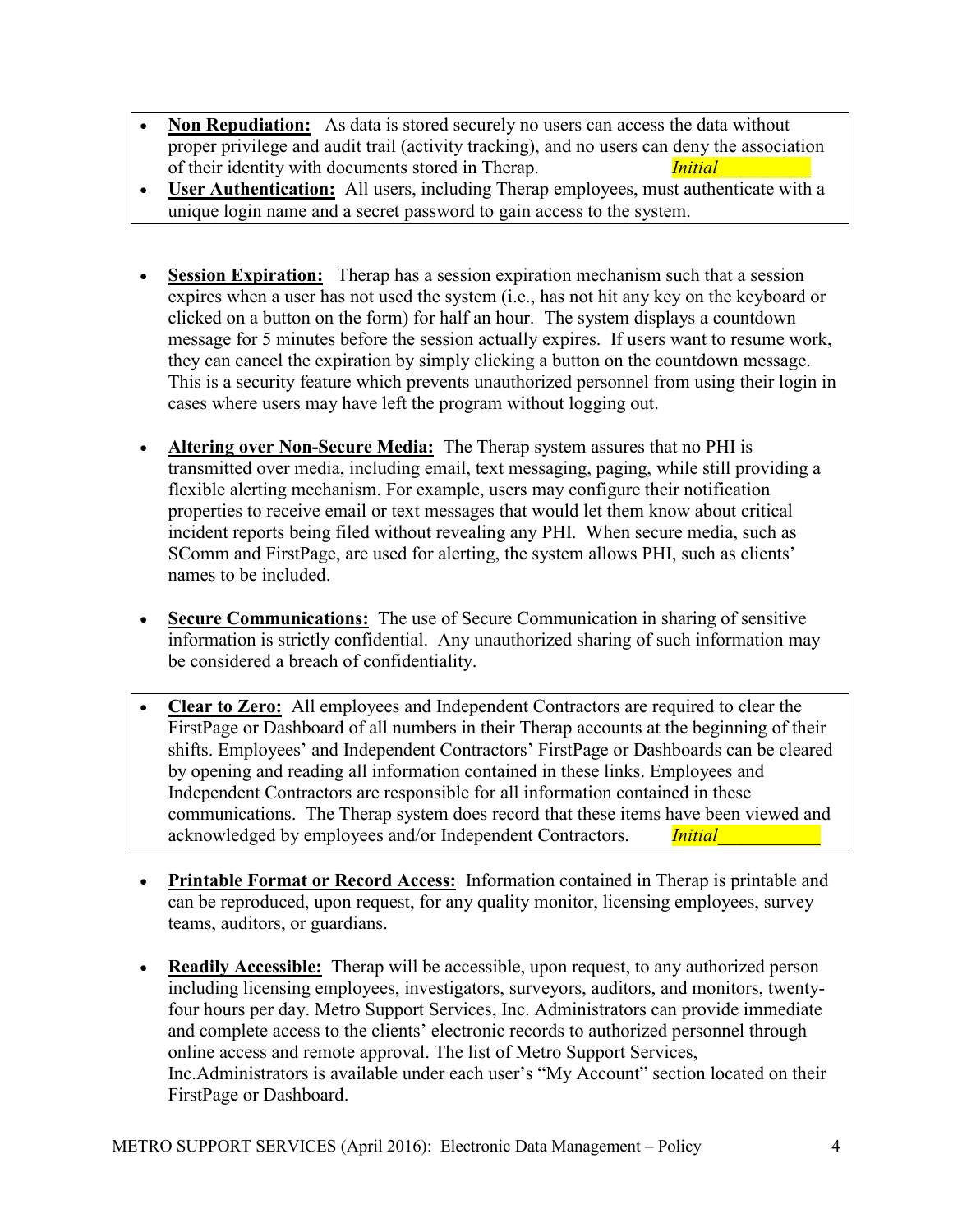- **Non Repudiation:** As data is stored securely no users can access the data without proper privilege and audit trail (activity tracking), and no users can deny the association of their identity with documents stored in Therap. *Initial*__________
- **User Authentication:** All users, including Therap employees, must authenticate with a unique login name and a secret password to gain access to the system.

- **Session Expiration:** Therap has a session expiration mechanism such that a session expires when a user has not used the system (i.e., has not hit any key on the keyboard or clicked on a button on the form) for half an hour. The system displays a countdown message for 5 minutes before the session actually expires. If users want to resume work, they can cancel the expiration by simply clicking a button on the countdown message. This is a security feature which prevents unauthorized personnel from using their login in cases where users may have left the program without logging out.

- **Altering over Non-Secure Media:** The Therap system assures that no PHI is transmitted over media, including email, text messaging, paging, while still providing a flexible alerting mechanism. For example, users may configure their notification properties to receive email or text messages that would let them know about critical incident reports being filed without revealing any PHI. When secure media, such as SComm and FirstPage, are used for alerting, the system allows PHI, such as clients' names to be included.

- **Secure Communications:** The use of Secure Communication in sharing of sensitive information is strictly confidential. Any unauthorized sharing of such information may be considered a breach of confidentiality.

- **Clear to Zero:** All employees and Independent Contractors are required to clear the FirstPage or Dashboard of all numbers in their Therap accounts at the beginning of their shifts. Employees' and Independent Contractors' FirstPage or Dashboards can be cleared by opening and reading all information contained in these links. Employees and Independent Contractors are responsible for all information contained in these communications. The Therap system does record that these items have been viewed and acknowledged by employees and/or Independent Contractors. *Initial*___________

- **Printable Format or Record Access:** Information contained in Therap is printable and can be reproduced, upon request, for any quality monitor, licensing employees, survey teams, auditors, or guardians.

- **Readily Accessible:** Therap will be accessible, upon request, to any authorized person including licensing employees, investigators, surveyors, auditors, and monitors, twenty-four hours per day. Metro Support Services, Inc. Administrators can provide immediate and complete access to the clients' electronic records to authorized personnel through online access and remote approval. The list of Metro Support Services, Inc.Administrators is available under each user's "My Account" section located on their FirstPage or Dashboard.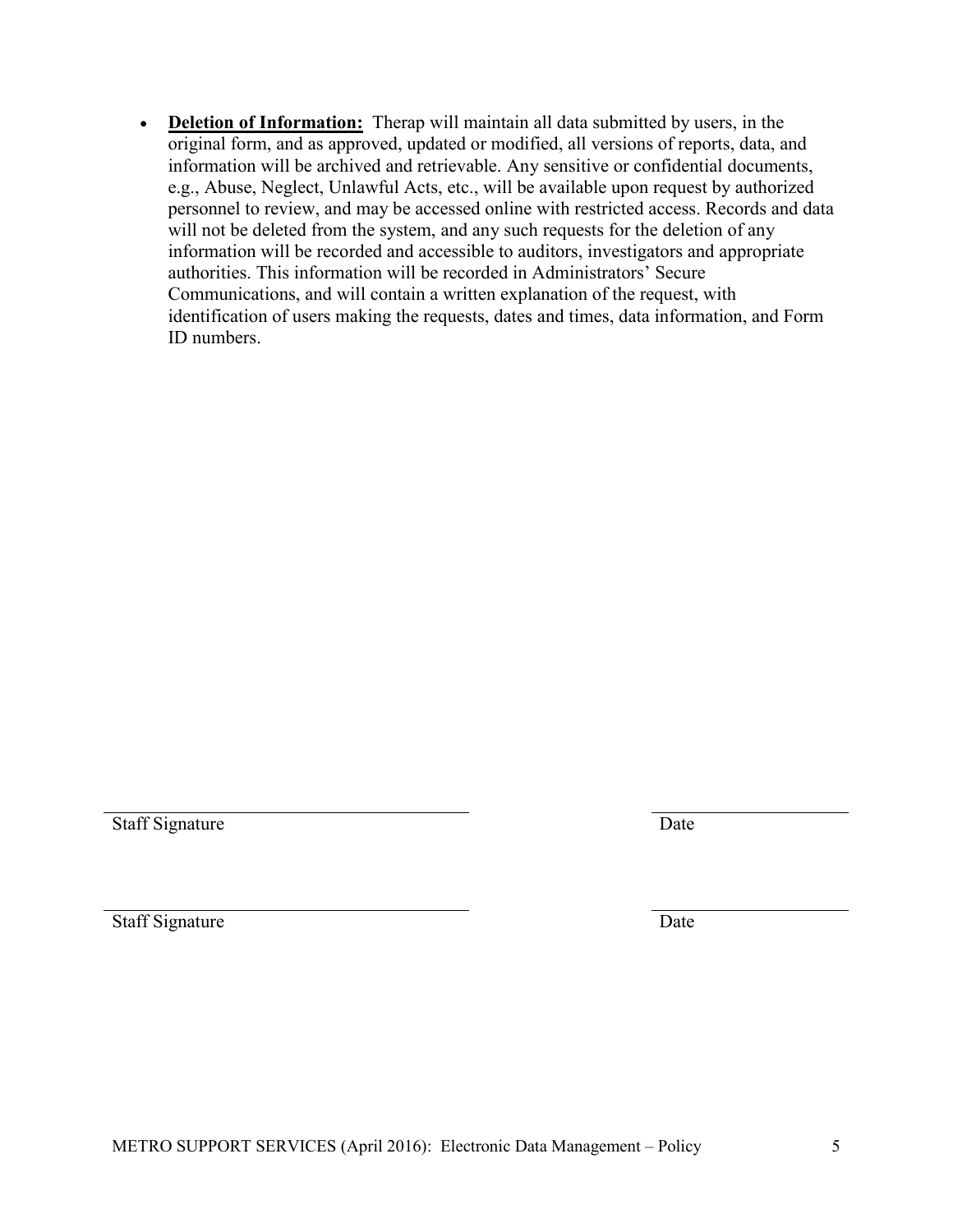- **Deletion of Information:** Therap will maintain all data submitted by users, in the original form, and as approved, updated or modified, all versions of reports, data, and information will be archived and retrievable. Any sensitive or confidential documents, e.g., Abuse, Neglect, Unlawful Acts, etc., will be available upon request by authorized personnel to review, and may be accessed online with restricted access. Records and data will not be deleted from the system, and any such requests for the deletion of any information will be recorded and accessible to auditors, investigators and appropriate authorities. This information will be recorded in Administrators' Secure Communications, and will contain a written explanation of the request, with identification of users making the requests, dates and times, data information, and Form ID numbers.

\_\_\_\_\_\_\_\_\_\_\_\_\_\_\_\_\_\_\_\_\_\_\_\_\_\_\_\_\_\_\_\_\_\_\_\_ \_\_\_\_\_\_\_\_\_\_\_\_\_\_\_\_\_\_\_\_

Staff Signature Date

\_\_\_\_\_\_\_\_\_\_\_\_\_\_\_\_\_\_\_\_\_\_\_\_\_\_\_\_\_\_\_\_\_\_\_\_ \_\_\_\_\_\_\_\_\_\_\_\_\_\_\_\_\_\_\_\_

Staff Signature Date